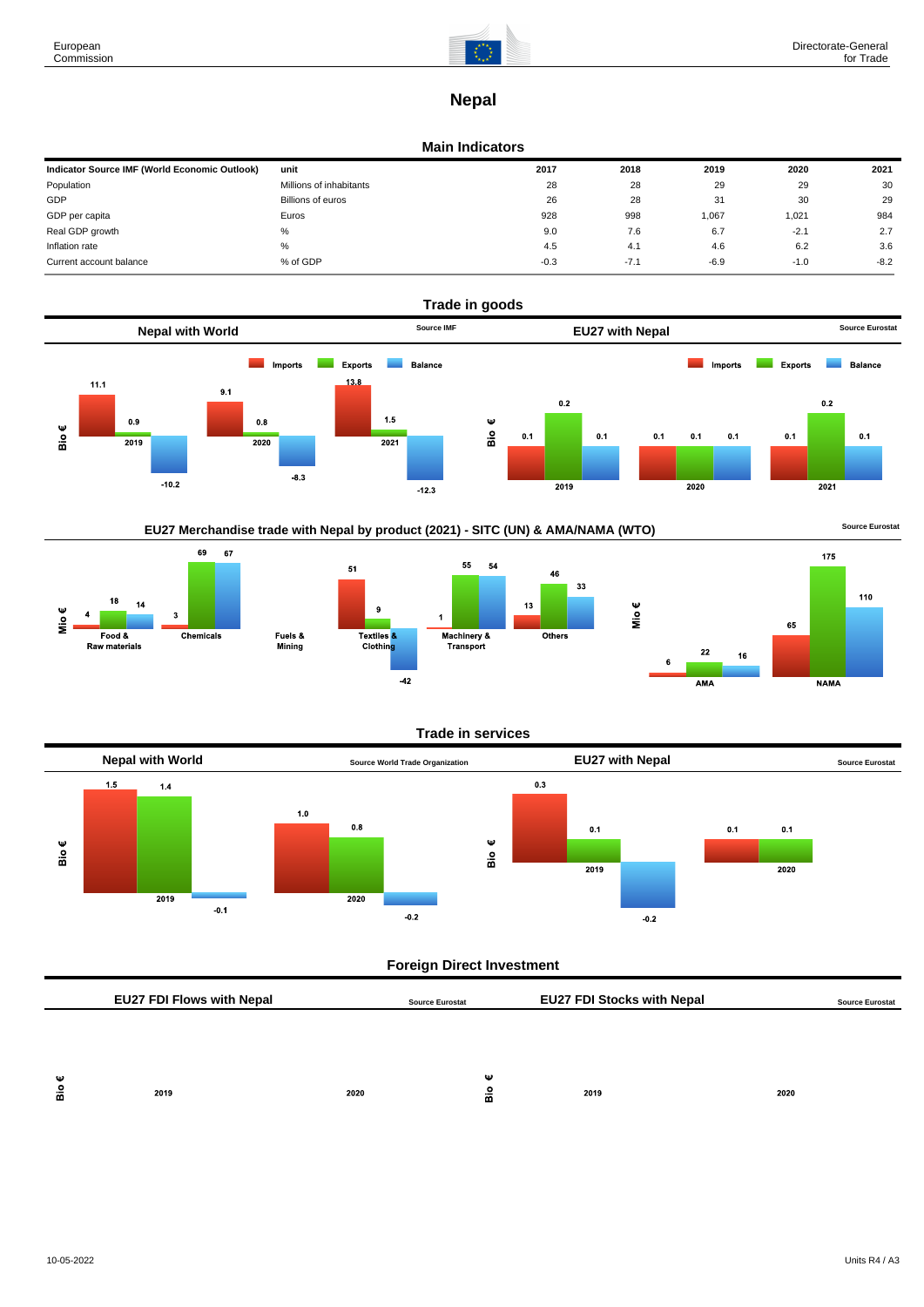# Nepal

## Main Indicators

| Indicator Source IMF (World Economic Outlook) | unit | 2017 | 2018 | 2019 | 2020 | 2021 |
|---|---|---|---|---|---|---|
| Population | Millions of inhabitants | 28 | 28 | 29 | 29 | 30 |
| GDP | Billions of euros | 26 | 28 | 31 | 30 | 29 |
| GDP per capita | Euros | 928 | 998 | 1,067 | 1,021 | 984 |
| Real GDP growth | % | 9.0 | 7.6 | 6.7 | -2.1 | 2.7 |
| Inflation rate | % | 4.5 | 4.1 | 4.6 | 6.2 | 3.6 |
| Current account balance | % of GDP | -0.3 | -7.1 | -6.9 | -1.0 | -8.2 |

## Trade in goods

### Nepal with World

Source IMF

Bio €

| | Imports | Exports | Balance |
|---|---|---|---|
| 2019 | 11.1 | 0.9 | -10.2 |
| 2020 | 9.1 | 0.8 | -8.3 |
| 2021 | 13.8 | 1.5 | -12.3 |

### EU27 with Nepal

Source Eurostat

Bio €

| | Imports | Exports | Balance |
|---|---|---|---|
| 2019 | 0.1 | 0.2 | 0.1 |
| 2020 | 0.1 | 0.1 | 0.1 |
| 2021 | 0.1 | 0.2 | 0.1 |

### EU27 Merchandise trade with Nepal by product (2021) - SITC (UN) & AMA/NAMA (WTO)

Source Eurostat

Mio €

| | Imports | Exports | Balance |
|---|---|---|---|
| Food & Raw materials | 4 | 18 | 14 |
| Chemicals | 3 | 69 | 67 |
| Fuels & Mining | | | |
| Textiles & Clothing | 51 | 9 | -42 |
| Machinery & Transport | 1 | 55 | 54 |
| Others | 13 | 46 | 33 |

Mio €

| | Imports | Exports | Balance |
|---|---|---|---|
| AMA | 6 | 22 | 16 |
| NAMA | 65 | 175 | 110 |

## Trade in services

### Nepal with World

Source World Trade Organization

Bio €

| | Imports | Exports | Balance |
|---|---|---|---|
| 2019 | 1.5 | 1.4 | -0.1 |
| 2020 | 1.0 | 0.8 | -0.2 |

### EU27 with Nepal

Source Eurostat

Bio €

| | Imports | Exports | Balance |
|---|---|---|---|
| 2019 | 0.3 | 0.1 | -0.2 |
| 2020 | 0.1 | 0.1 | |

## Foreign Direct Investment

### EU27 FDI Flows with Nepal

Source Eurostat

Bio €

2019 2020

### EU27 FDI Stocks with Nepal

Source Eurostat

Bio €

2019 2020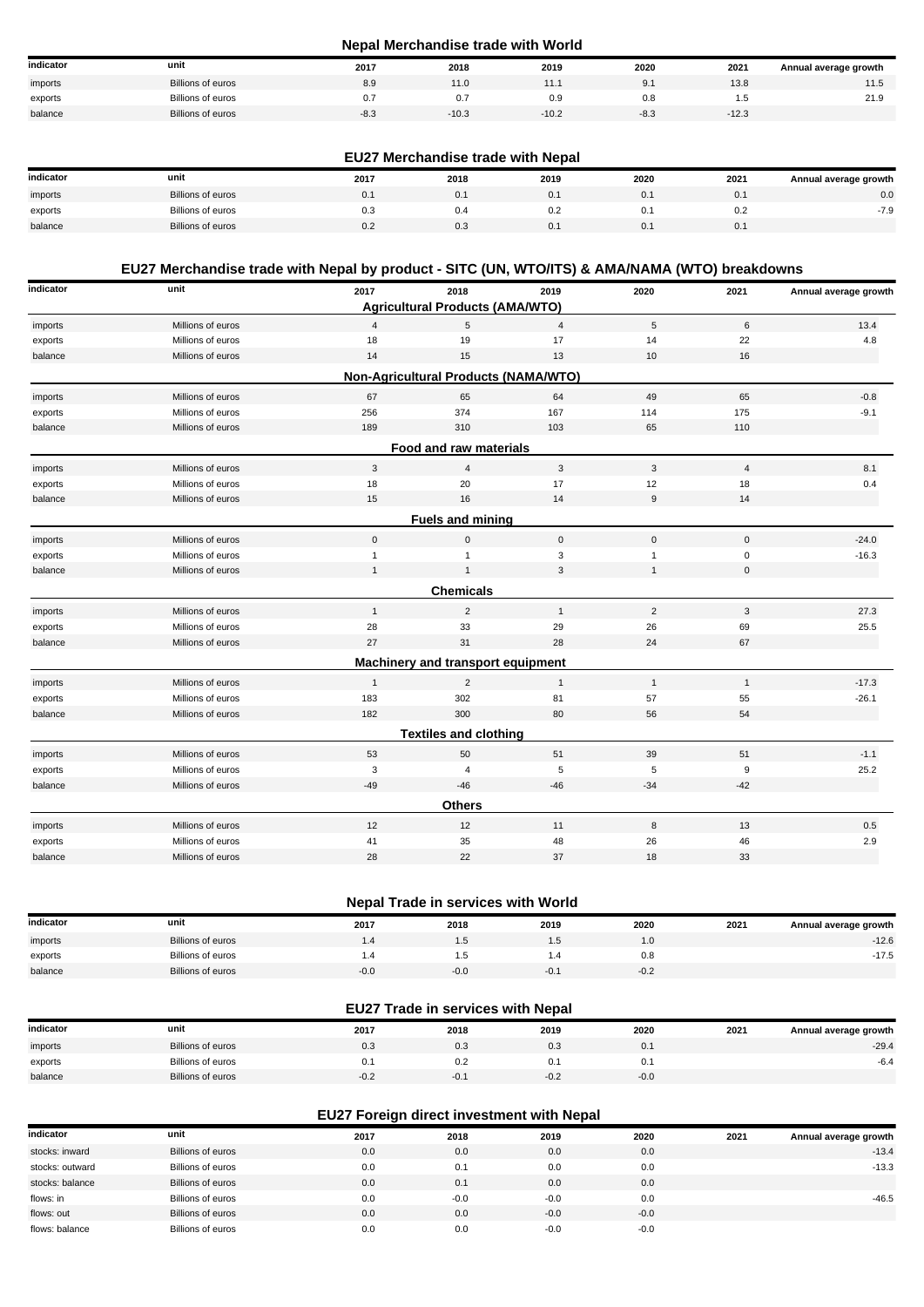## Nepal Merchandise trade with World

| indicator | unit | 2017 | 2018 | 2019 | 2020 | 2021 | Annual average growth |
|---|---|---|---|---|---|---|---|
| imports | Billions of euros | 8.9 | 11.0 | 11.1 | 9.1 | 13.8 | 11.5 |
| exports | Billions of euros | 0.7 | 0.7 | 0.9 | 0.8 | 1.5 | 21.9 |
| balance | Billions of euros | -8.3 | -10.3 | -10.2 | -8.3 | -12.3 | |

## EU27 Merchandise trade with Nepal

| indicator | unit | 2017 | 2018 | 2019 | 2020 | 2021 | Annual average growth |
|---|---|---|---|---|---|---|---|
| imports | Billions of euros | 0.1 | 0.1 | 0.1 | 0.1 | 0.1 | 0.0 |
| exports | Billions of euros | 0.3 | 0.4 | 0.2 | 0.1 | 0.2 | -7.9 |
| balance | Billions of euros | 0.2 | 0.3 | 0.1 | 0.1 | 0.1 | |

## EU27 Merchandise trade with Nepal by product - SITC (UN, WTO/ITS) & AMA/NAMA (WTO) breakdowns

| indicator | unit | 2017 | 2018 | 2019 | 2020 | 2021 | Annual average growth |
|---|---|---|---|---|---|---|---|
| **Agricultural Products (AMA/WTO)** | | | | | | | |
| imports | Millions of euros | 4 | 5 | 4 | 5 | 6 | 13.4 |
| exports | Millions of euros | 18 | 19 | 17 | 14 | 22 | 4.8 |
| balance | Millions of euros | 14 | 15 | 13 | 10 | 16 | |
| **Non-Agricultural Products (NAMA/WTO)** | | | | | | | |
| imports | Millions of euros | 67 | 65 | 64 | 49 | 65 | -0.8 |
| exports | Millions of euros | 256 | 374 | 167 | 114 | 175 | -9.1 |
| balance | Millions of euros | 189 | 310 | 103 | 65 | 110 | |
| **Food and raw materials** | | | | | | | |
| imports | Millions of euros | 3 | 4 | 3 | 3 | 4 | 8.1 |
| exports | Millions of euros | 18 | 20 | 17 | 12 | 18 | 0.4 |
| balance | Millions of euros | 15 | 16 | 14 | 9 | 14 | |
| **Fuels and mining** | | | | | | | |
| imports | Millions of euros | 0 | 0 | 0 | 0 | 0 | -24.0 |
| exports | Millions of euros | 1 | 1 | 3 | 1 | 0 | -16.3 |
| balance | Millions of euros | 1 | 1 | 3 | 1 | 0 | |
| **Chemicals** | | | | | | | |
| imports | Millions of euros | 1 | 2 | 1 | 2 | 3 | 27.3 |
| exports | Millions of euros | 28 | 33 | 29 | 26 | 69 | 25.5 |
| balance | Millions of euros | 27 | 31 | 28 | 24 | 67 | |
| **Machinery and transport equipment** | | | | | | | |
| imports | Millions of euros | 1 | 2 | 1 | 1 | 1 | -17.3 |
| exports | Millions of euros | 183 | 302 | 81 | 57 | 55 | -26.1 |
| balance | Millions of euros | 182 | 300 | 80 | 56 | 54 | |
| **Textiles and clothing** | | | | | | | |
| imports | Millions of euros | 53 | 50 | 51 | 39 | 51 | -1.1 |
| exports | Millions of euros | 3 | 4 | 5 | 5 | 9 | 25.2 |
| balance | Millions of euros | -49 | -46 | -46 | -34 | -42 | |
| **Others** | | | | | | | |
| imports | Millions of euros | 12 | 12 | 11 | 8 | 13 | 0.5 |
| exports | Millions of euros | 41 | 35 | 48 | 26 | 46 | 2.9 |
| balance | Millions of euros | 28 | 22 | 37 | 18 | 33 | |

## Nepal Trade in services with World

| indicator | unit | 2017 | 2018 | 2019 | 2020 | 2021 | Annual average growth |
|---|---|---|---|---|---|---|---|
| imports | Billions of euros | 1.4 | 1.5 | 1.5 | 1.0 | | -12.6 |
| exports | Billions of euros | 1.4 | 1.5 | 1.4 | 0.8 | | -17.5 |
| balance | Billions of euros | -0.0 | -0.0 | -0.1 | -0.2 | | |

## EU27 Trade in services with Nepal

| indicator | unit | 2017 | 2018 | 2019 | 2020 | 2021 | Annual average growth |
|---|---|---|---|---|---|---|---|
| imports | Billions of euros | 0.3 | 0.3 | 0.3 | 0.1 | | -29.4 |
| exports | Billions of euros | 0.1 | 0.2 | 0.1 | 0.1 | | -6.4 |
| balance | Billions of euros | -0.2 | -0.1 | -0.2 | -0.0 | | |

## EU27 Foreign direct investment with Nepal

| indicator | unit | 2017 | 2018 | 2019 | 2020 | 2021 | Annual average growth |
|---|---|---|---|---|---|---|---|
| stocks: inward | Billions of euros | 0.0 | 0.0 | 0.0 | 0.0 | | -13.4 |
| stocks: outward | Billions of euros | 0.0 | 0.1 | 0.0 | 0.0 | | -13.3 |
| stocks: balance | Billions of euros | 0.0 | 0.1 | 0.0 | 0.0 | | |
| flows: in | Billions of euros | 0.0 | -0.0 | -0.0 | 0.0 | | -46.5 |
| flows: out | Billions of euros | 0.0 | 0.0 | -0.0 | -0.0 | | |
| flows: balance | Billions of euros | 0.0 | 0.0 | -0.0 | -0.0 | | |